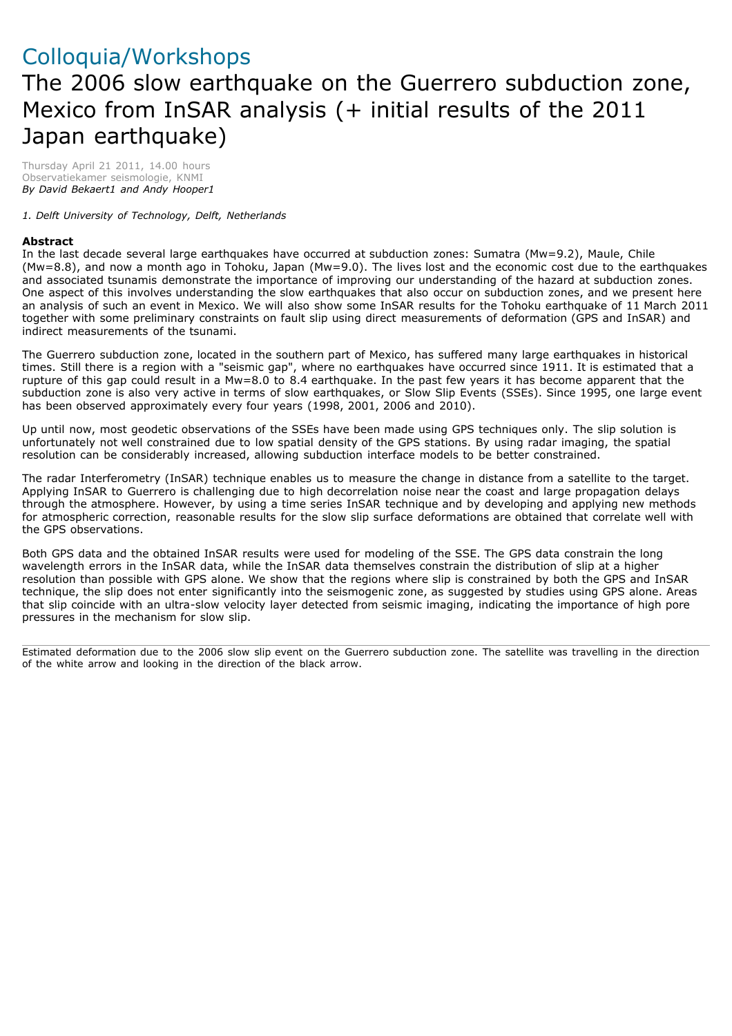# Colloquia/Workshops

## The 2006 slow earthquake on the Guerrero subduction zone, Mexico from InSAR analysis (+ initial results of the 2011 Japan earthquake)

Thursday April 21 2011, 14.00 hours
Observatiekamer seismologie, KNMI
*By David Bekaert[1] and Andy Hooper[1]*

*1. Delft University of Technology, Delft, Netherlands*

**Abstract**
In the last decade several large earthquakes have occurred at subduction zones: Sumatra (Mw=9.2), Maule, Chile (Mw=8.8), and now a month ago in Tohoku, Japan (Mw=9.0). The lives lost and the economic cost due to the earthquakes and associated tsunamis demonstrate the importance of improving our understanding of the hazard at subduction zones. One aspect of this involves understanding the slow earthquakes that also occur on subduction zones, and we present here an analysis of such an event in Mexico. We will also show some InSAR results for the Tohoku earthquake of 11 March 2011 together with some preliminary constraints on fault slip using direct measurements of deformation (GPS and InSAR) and indirect measurements of the tsunami.

The Guerrero subduction zone, located in the southern part of Mexico, has suffered many large earthquakes in historical times. Still there is a region with a "seismic gap", where no earthquakes have occurred since 1911. It is estimated that a rupture of this gap could result in a Mw=8.0 to 8.4 earthquake. In the past few years it has become apparent that the subduction zone is also very active in terms of slow earthquakes, or Slow Slip Events (SSEs). Since 1995, one large event has been observed approximately every four years (1998, 2001, 2006 and 2010).

Up until now, most geodetic observations of the SSEs have been made using GPS techniques only. The slip solution is unfortunately not well constrained due to low spatial density of the GPS stations. By using radar imaging, the spatial resolution can be considerably increased, allowing subduction interface models to be better constrained.

The radar Interferometry (InSAR) technique enables us to measure the change in distance from a satellite to the target. Applying InSAR to Guerrero is challenging due to high decorrelation noise near the coast and large propagation delays through the atmosphere. However, by using a time series InSAR technique and by developing and applying new methods for atmospheric correction, reasonable results for the slow slip surface deformations are obtained that correlate well with the GPS observations.

Both GPS data and the obtained InSAR results were used for modeling of the SSE. The GPS data constrain the long wavelength errors in the InSAR data, while the InSAR data themselves constrain the distribution of slip at a higher resolution than possible with GPS alone. We show that the regions where slip is constrained by both the GPS and InSAR technique, the slip does not enter significantly into the seismogenic zone, as suggested by studies using GPS alone. Areas that slip coincide with an ultra-slow velocity layer detected from seismic imaging, indicating the importance of high pore pressures in the mechanism for slow slip.

---

Estimated deformation due to the 2006 slow slip event on the Guerrero subduction zone. The satellite was travelling in the direction of the white arrow and looking in the direction of the black arrow.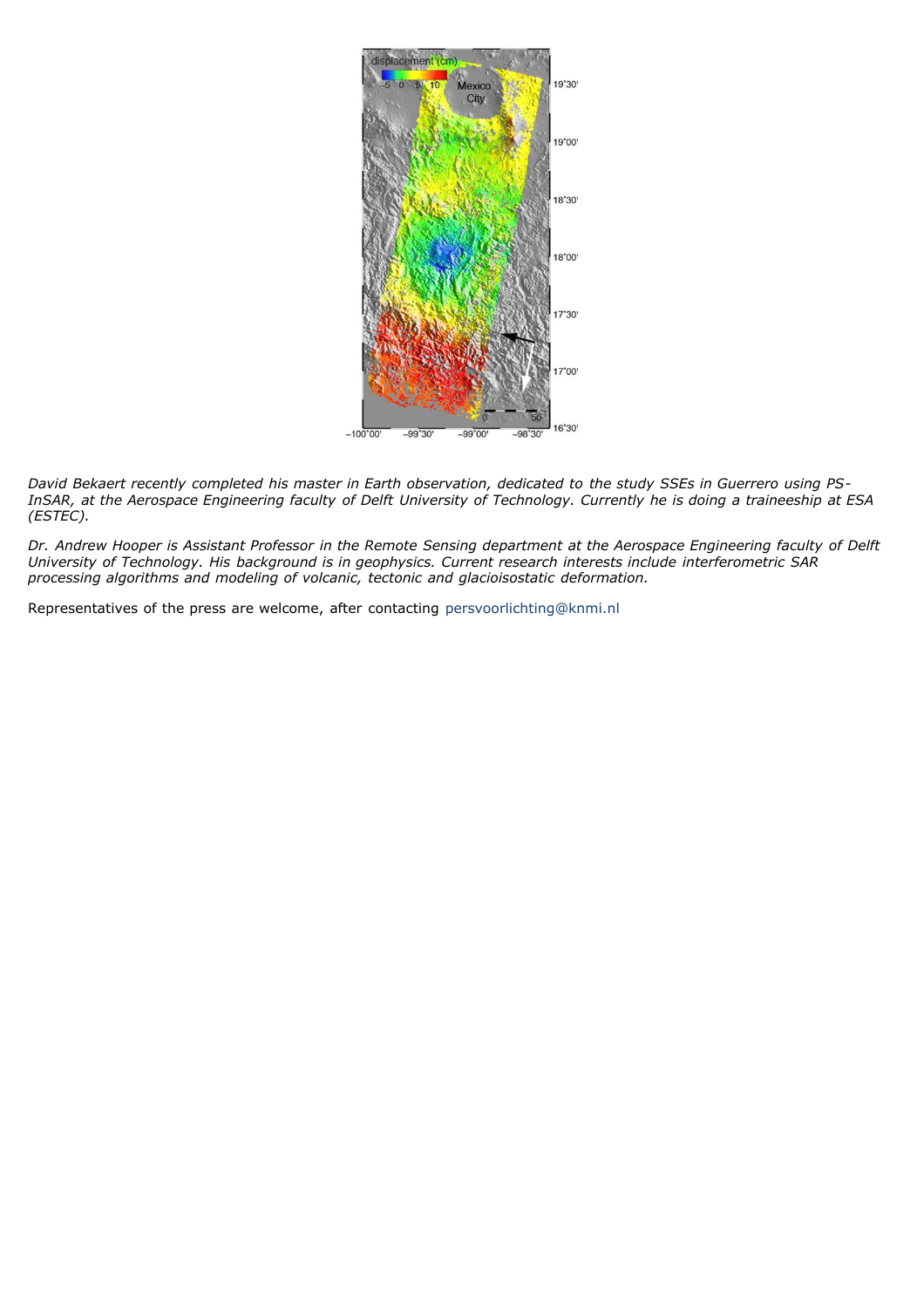displacement (cm)

-5 0 5 10

Mexico City

19°30'

19°00'

18°30'

18°00'

17°30'

17°00'

16°30'

0 50

-100°00' -99°30' -99°00' -98°30'

*David Bekaert recently completed his master in Earth observation, dedicated to the study SSEs in Guerrero using PS-InSAR, at the Aerospace Engineering faculty of Delft University of Technology. Currently he is doing a traineeship at ESA (ESTEC).*

*Dr. Andrew Hooper is Assistant Professor in the Remote Sensing department at the Aerospace Engineering faculty of Delft University of Technology. His background is in geophysics. Current research interests include interferometric SAR processing algorithms and modeling of volcanic, tectonic and glacioisostatic deformation.*

Representatives of the press are welcome, after contacting persvoorlichting@knmi.nl